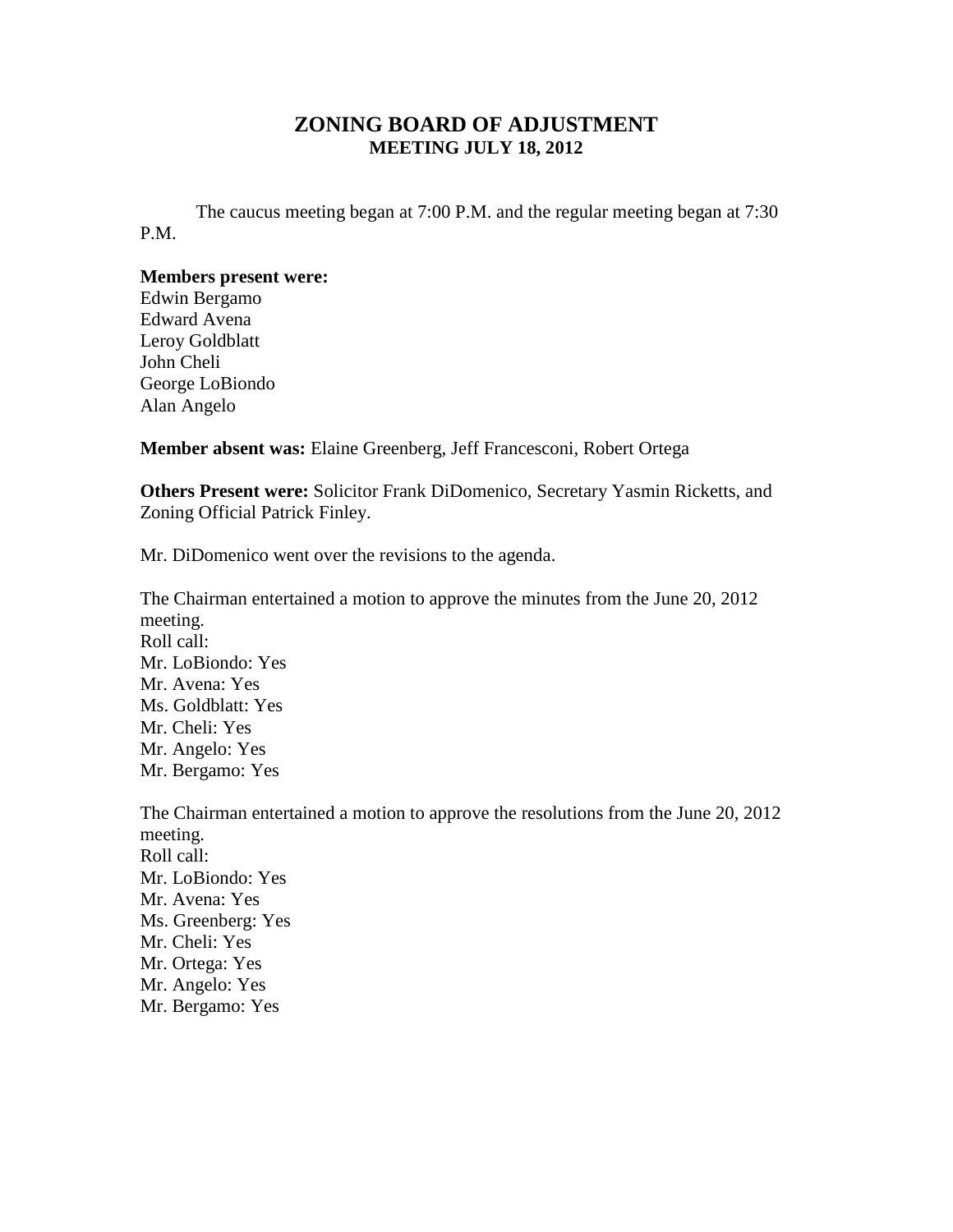# ZONING BOARD OF ADJUSTMENT

## MEETING JULY 18, 2012

The caucus meeting began at 7:00 P.M. and the regular meeting began at 7:30 P.M.

**Members present were:**
Edwin Bergamo
Edward Avena
Leroy Goldblatt
John Cheli
George LoBiondo
Alan Angelo

**Member absent was:** Elaine Greenberg, Jeff Francesconi, Robert Ortega

**Others Present were:** Solicitor Frank DiDomenico, Secretary Yasmin Ricketts, and Zoning Official Patrick Finley.

Mr. DiDomenico went over the revisions to the agenda.

The Chairman entertained a motion to approve the minutes from the June 20, 2012 meeting.
Roll call:
Mr. LoBiondo: Yes
Mr. Avena: Yes
Ms. Goldblatt: Yes
Mr. Cheli: Yes
Mr. Angelo: Yes
Mr. Bergamo: Yes

The Chairman entertained a motion to approve the resolutions from the June 20, 2012 meeting.
Roll call:
Mr. LoBiondo: Yes
Mr. Avena: Yes
Ms. Greenberg: Yes
Mr. Cheli: Yes
Mr. Ortega: Yes
Mr. Angelo: Yes
Mr. Bergamo: Yes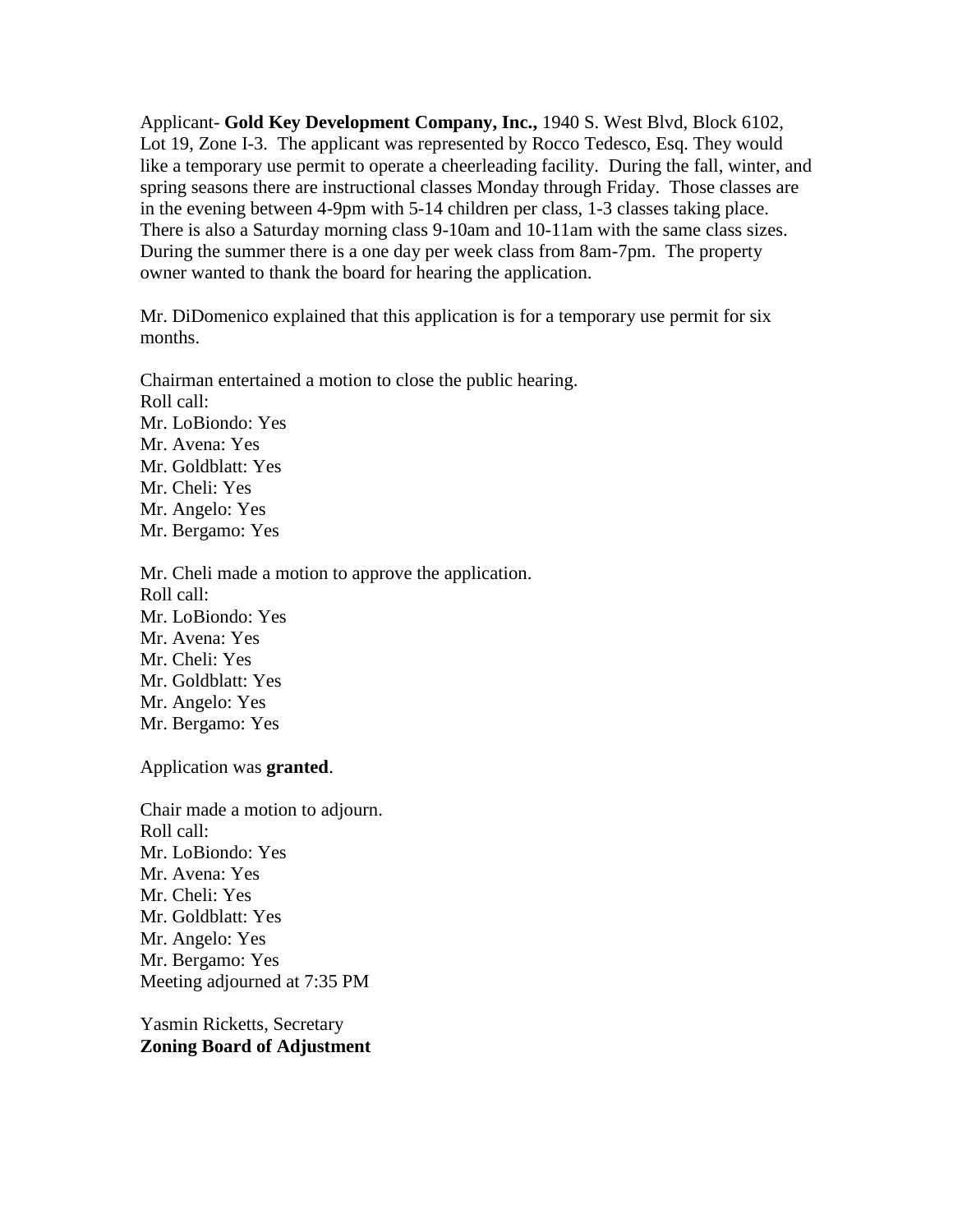Applicant- **Gold Key Development Company, Inc.,** 1940 S. West Blvd, Block 6102, Lot 19, Zone I-3. The applicant was represented by Rocco Tedesco, Esq. They would like a temporary use permit to operate a cheerleading facility. During the fall, winter, and spring seasons there are instructional classes Monday through Friday. Those classes are in the evening between 4-9pm with 5-14 children per class, 1-3 classes taking place. There is also a Saturday morning class 9-10am and 10-11am with the same class sizes. During the summer there is a one day per week class from 8am-7pm. The property owner wanted to thank the board for hearing the application.

Mr. DiDomenico explained that this application is for a temporary use permit for six months.

Chairman entertained a motion to close the public hearing.
Roll call:
Mr. LoBiondo: Yes
Mr. Avena: Yes
Mr. Goldblatt: Yes
Mr. Cheli: Yes
Mr. Angelo: Yes
Mr. Bergamo: Yes

Mr. Cheli made a motion to approve the application.
Roll call:
Mr. LoBiondo: Yes
Mr. Avena: Yes
Mr. Cheli: Yes
Mr. Goldblatt: Yes
Mr. Angelo: Yes
Mr. Bergamo: Yes

Application was **granted**.

Chair made a motion to adjourn.
Roll call:
Mr. LoBiondo: Yes
Mr. Avena: Yes
Mr. Cheli: Yes
Mr. Goldblatt: Yes
Mr. Angelo: Yes
Mr. Bergamo: Yes
Meeting adjourned at 7:35 PM

Yasmin Ricketts, Secretary
**Zoning Board of Adjustment**